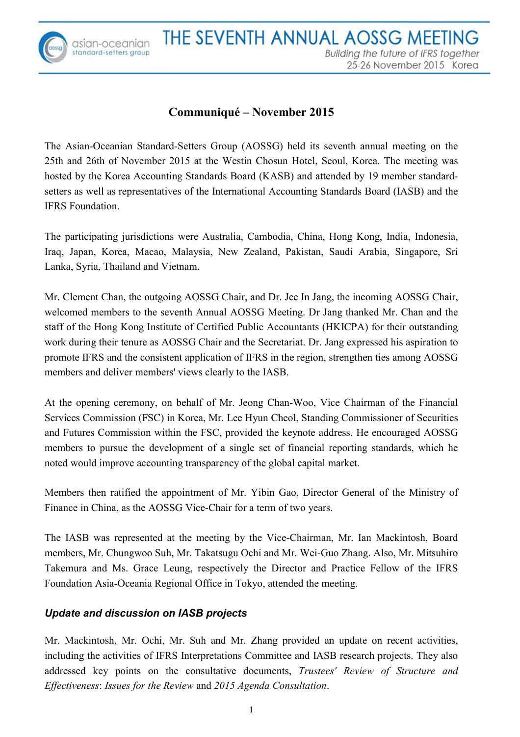# Communiqué – November 2015

The Asian-Oceanian Standard-Setters Group (AOSSG) held its seventh annual meeting on the 25th and 26th of November 2015 at the Westin Chosun Hotel, Seoul, Korea. The meeting was hosted by the Korea Accounting Standards Board (KASB) and attended by 19 member standard-setters as well as representatives of the International Accounting Standards Board (IASB) and the IFRS Foundation.

The participating jurisdictions were Australia, Cambodia, China, Hong Kong, India, Indonesia, Iraq, Japan, Korea, Macao, Malaysia, New Zealand, Pakistan, Saudi Arabia, Singapore, Sri Lanka, Syria, Thailand and Vietnam.

Mr. Clement Chan, the outgoing AOSSG Chair, and Dr. Jee In Jang, the incoming AOSSG Chair, welcomed members to the seventh Annual AOSSG Meeting. Dr Jang thanked Mr. Chan and the staff of the Hong Kong Institute of Certified Public Accountants (HKICPA) for their outstanding work during their tenure as AOSSG Chair and the Secretariat. Dr. Jang expressed his aspiration to promote IFRS and the consistent application of IFRS in the region, strengthen ties among AOSSG members and deliver members' views clearly to the IASB.

At the opening ceremony, on behalf of Mr. Jeong Chan-Woo, Vice Chairman of the Financial Services Commission (FSC) in Korea, Mr. Lee Hyun Cheol, Standing Commissioner of Securities and Futures Commission within the FSC, provided the keynote address. He encouraged AOSSG members to pursue the development of a single set of financial reporting standards, which he noted would improve accounting transparency of the global capital market.

Members then ratified the appointment of Mr. Yibin Gao, Director General of the Ministry of Finance in China, as the AOSSG Vice-Chair for a term of two years.

The IASB was represented at the meeting by the Vice-Chairman, Mr. Ian Mackintosh, Board members, Mr. Chungwoo Suh, Mr. Takatsugu Ochi and Mr. Wei-Guo Zhang. Also, Mr. Mitsuhiro Takemura and Ms. Grace Leung, respectively the Director and Practice Fellow of the IFRS Foundation Asia-Oceania Regional Office in Tokyo, attended the meeting.

### *Update and discussion on IASB projects*

Mr. Mackintosh, Mr. Ochi, Mr. Suh and Mr. Zhang provided an update on recent activities, including the activities of IFRS Interpretations Committee and IASB research projects. They also addressed key points on the consultative documents, *Trustees' Review of Structure and Effectiveness*: *Issues for the Review* and *2015 Agenda Consultation*.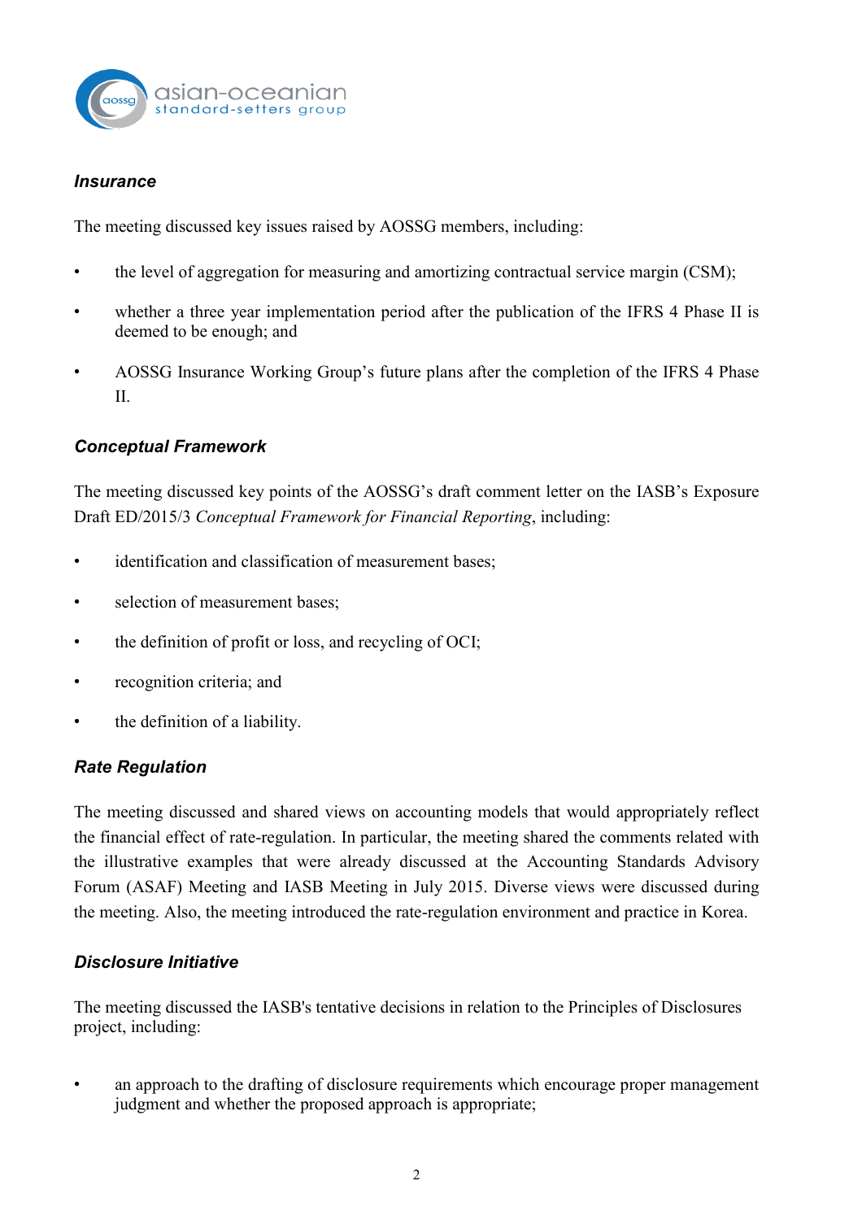### *Insurance*

The meeting discussed key issues raised by AOSSG members, including:

- the level of aggregation for measuring and amortizing contractual service margin (CSM);
- whether a three year implementation period after the publication of the IFRS 4 Phase II is deemed to be enough; and
- AOSSG Insurance Working Group's future plans after the completion of the IFRS 4 Phase II.

### *Conceptual Framework*

The meeting discussed key points of the AOSSG's draft comment letter on the IASB's Exposure Draft ED/2015/3 *Conceptual Framework for Financial Reporting*, including:

- identification and classification of measurement bases;
- selection of measurement bases;
- the definition of profit or loss, and recycling of OCI;
- recognition criteria; and
- the definition of a liability.

### *Rate Regulation*

The meeting discussed and shared views on accounting models that would appropriately reflect the financial effect of rate-regulation. In particular, the meeting shared the comments related with the illustrative examples that were already discussed at the Accounting Standards Advisory Forum (ASAF) Meeting and IASB Meeting in July 2015. Diverse views were discussed during the meeting. Also, the meeting introduced the rate-regulation environment and practice in Korea.

### *Disclosure Initiative*

The meeting discussed the IASB's tentative decisions in relation to the Principles of Disclosures project, including:

- an approach to the drafting of disclosure requirements which encourage proper management judgment and whether the proposed approach is appropriate;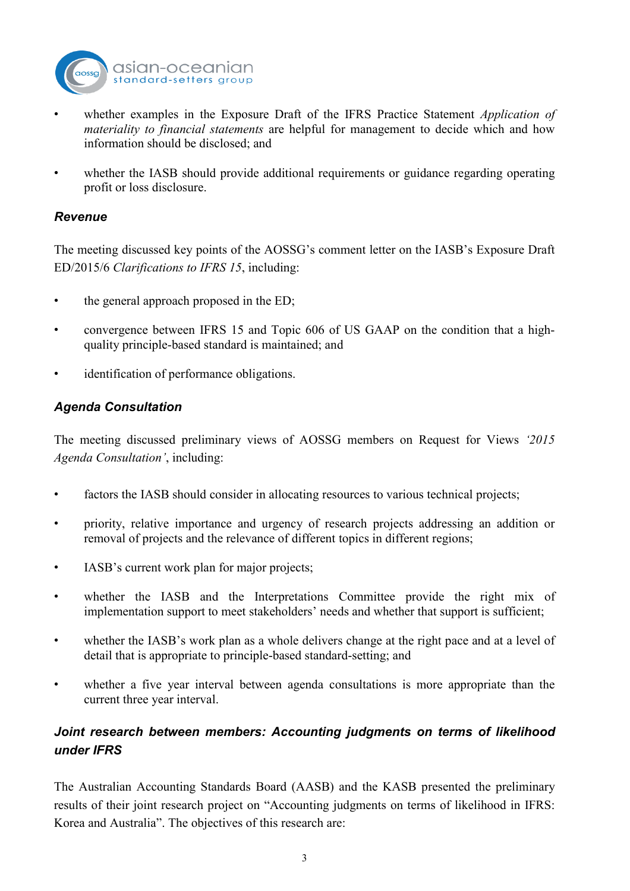- whether examples in the Exposure Draft of the IFRS Practice Statement *Application of materiality to financial statements* are helpful for management to decide which and how information should be disclosed; and

- whether the IASB should provide additional requirements or guidance regarding operating profit or loss disclosure.

### ***Revenue***

The meeting discussed key points of the AOSSG's comment letter on the IASB's Exposure Draft ED/2015/6 *Clarifications to IFRS 15*, including:

- the general approach proposed in the ED;

- convergence between IFRS 15 and Topic 606 of US GAAP on the condition that a high-quality principle-based standard is maintained; and

- identification of performance obligations.

### ***Agenda Consultation***

The meeting discussed preliminary views of AOSSG members on Request for Views *'2015 Agenda Consultation'*, including:

- factors the IASB should consider in allocating resources to various technical projects;

- priority, relative importance and urgency of research projects addressing an addition or removal of projects and the relevance of different topics in different regions;

- IASB's current work plan for major projects;

- whether the IASB and the Interpretations Committee provide the right mix of implementation support to meet stakeholders' needs and whether that support is sufficient;

- whether the IASB's work plan as a whole delivers change at the right pace and at a level of detail that is appropriate to principle-based standard-setting; and

- whether a five year interval between agenda consultations is more appropriate than the current three year interval.

### ***Joint research between members: Accounting judgments on terms of likelihood under IFRS***

The Australian Accounting Standards Board (AASB) and the KASB presented the preliminary results of their joint research project on "Accounting judgments on terms of likelihood in IFRS: Korea and Australia". The objectives of this research are: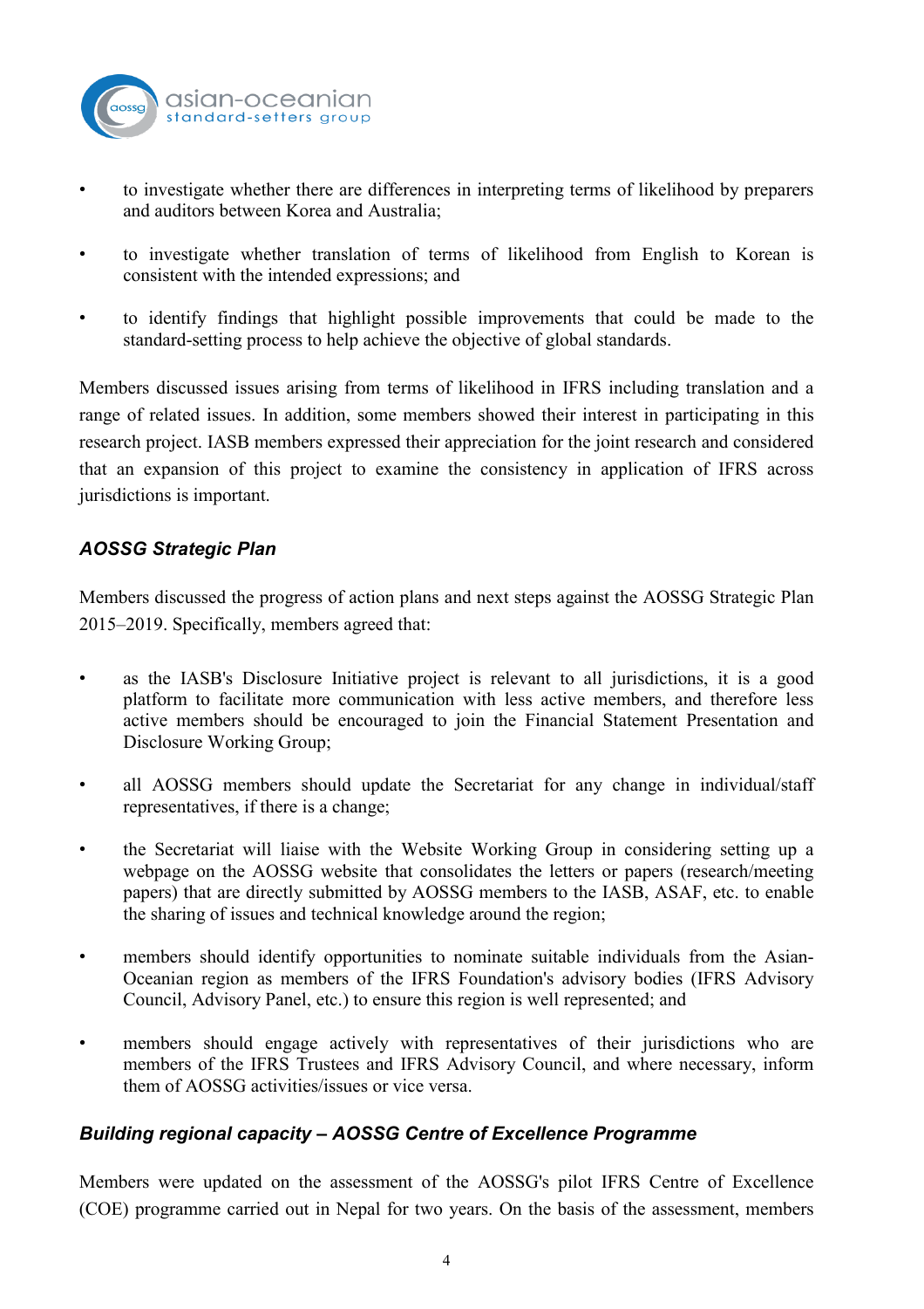- to investigate whether there are differences in interpreting terms of likelihood by preparers and auditors between Korea and Australia;
- to investigate whether translation of terms of likelihood from English to Korean is consistent with the intended expressions; and
- to identify findings that highlight possible improvements that could be made to the standard-setting process to help achieve the objective of global standards.

Members discussed issues arising from terms of likelihood in IFRS including translation and a range of related issues. In addition, some members showed their interest in participating in this research project. IASB members expressed their appreciation for the joint research and considered that an expansion of this project to examine the consistency in application of IFRS across jurisdictions is important.

### *AOSSG Strategic Plan*

Members discussed the progress of action plans and next steps against the AOSSG Strategic Plan 2015–2019. Specifically, members agreed that:

- as the IASB's Disclosure Initiative project is relevant to all jurisdictions, it is a good platform to facilitate more communication with less active members, and therefore less active members should be encouraged to join the Financial Statement Presentation and Disclosure Working Group;
- all AOSSG members should update the Secretariat for any change in individual/staff representatives, if there is a change;
- the Secretariat will liaise with the Website Working Group in considering setting up a webpage on the AOSSG website that consolidates the letters or papers (research/meeting papers) that are directly submitted by AOSSG members to the IASB, ASAF, etc. to enable the sharing of issues and technical knowledge around the region;
- members should identify opportunities to nominate suitable individuals from the Asian-Oceanian region as members of the IFRS Foundation's advisory bodies (IFRS Advisory Council, Advisory Panel, etc.) to ensure this region is well represented; and
- members should engage actively with representatives of their jurisdictions who are members of the IFRS Trustees and IFRS Advisory Council, and where necessary, inform them of AOSSG activities/issues or vice versa.

### *Building regional capacity – AOSSG Centre of Excellence Programme*

Members were updated on the assessment of the AOSSG's pilot IFRS Centre of Excellence (COE) programme carried out in Nepal for two years. On the basis of the assessment, members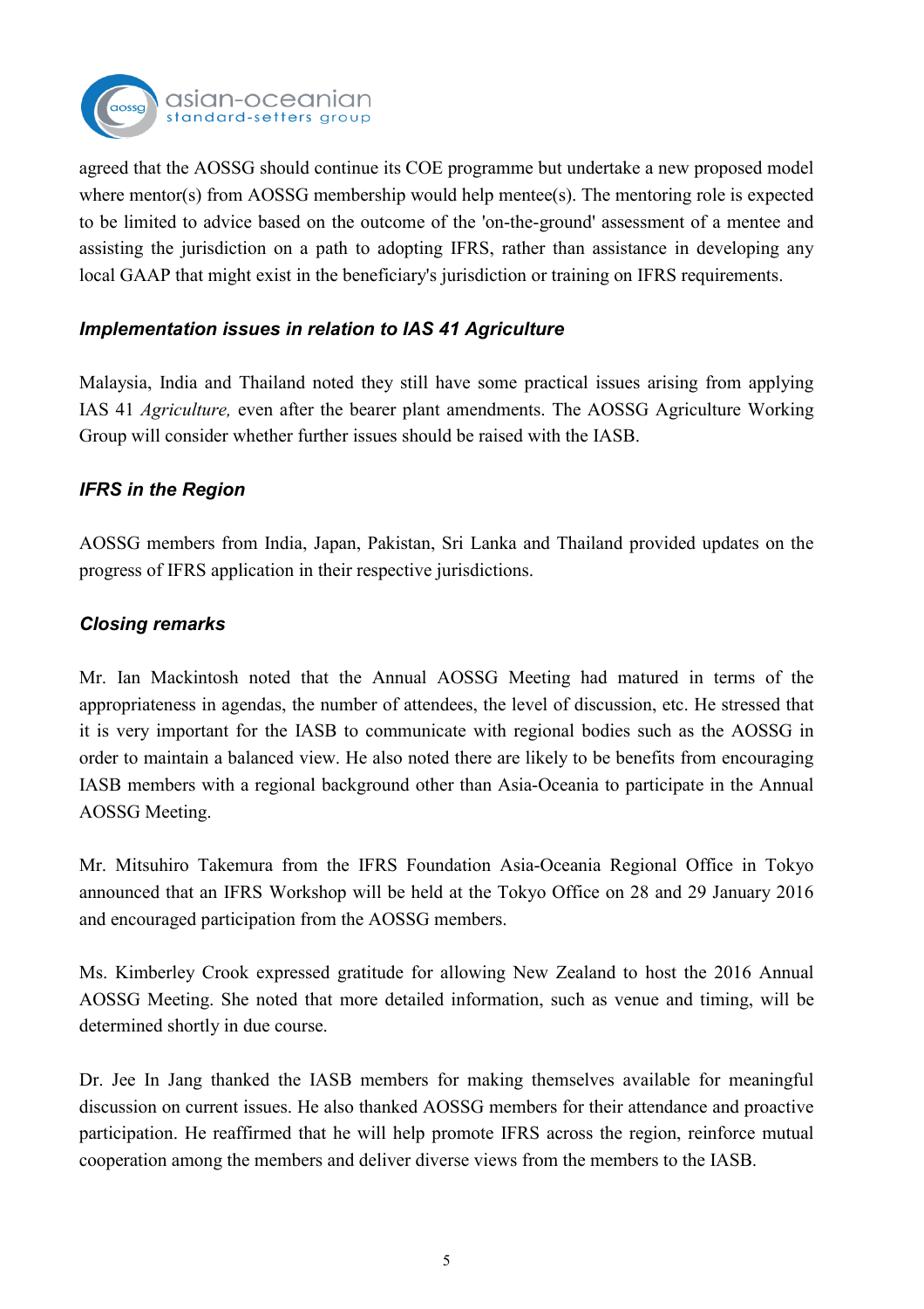agreed that the AOSSG should continue its COE programme but undertake a new proposed model where mentor(s) from AOSSG membership would help mentee(s). The mentoring role is expected to be limited to advice based on the outcome of the 'on-the-ground' assessment of a mentee and assisting the jurisdiction on a path to adopting IFRS, rather than assistance in developing any local GAAP that might exist in the beneficiary's jurisdiction or training on IFRS requirements.

### *Implementation issues in relation to IAS 41 Agriculture*

Malaysia, India and Thailand noted they still have some practical issues arising from applying IAS 41 *Agriculture,* even after the bearer plant amendments. The AOSSG Agriculture Working Group will consider whether further issues should be raised with the IASB.

### *IFRS in the Region*

AOSSG members from India, Japan, Pakistan, Sri Lanka and Thailand provided updates on the progress of IFRS application in their respective jurisdictions.

### *Closing remarks*

Mr. Ian Mackintosh noted that the Annual AOSSG Meeting had matured in terms of the appropriateness in agendas, the number of attendees, the level of discussion, etc. He stressed that it is very important for the IASB to communicate with regional bodies such as the AOSSG in order to maintain a balanced view. He also noted there are likely to be benefits from encouraging IASB members with a regional background other than Asia-Oceania to participate in the Annual AOSSG Meeting.

Mr. Mitsuhiro Takemura from the IFRS Foundation Asia-Oceania Regional Office in Tokyo announced that an IFRS Workshop will be held at the Tokyo Office on 28 and 29 January 2016 and encouraged participation from the AOSSG members.

Ms. Kimberley Crook expressed gratitude for allowing New Zealand to host the 2016 Annual AOSSG Meeting. She noted that more detailed information, such as venue and timing, will be determined shortly in due course.

Dr. Jee In Jang thanked the IASB members for making themselves available for meaningful discussion on current issues. He also thanked AOSSG members for their attendance and proactive participation. He reaffirmed that he will help promote IFRS across the region, reinforce mutual cooperation among the members and deliver diverse views from the members to the IASB.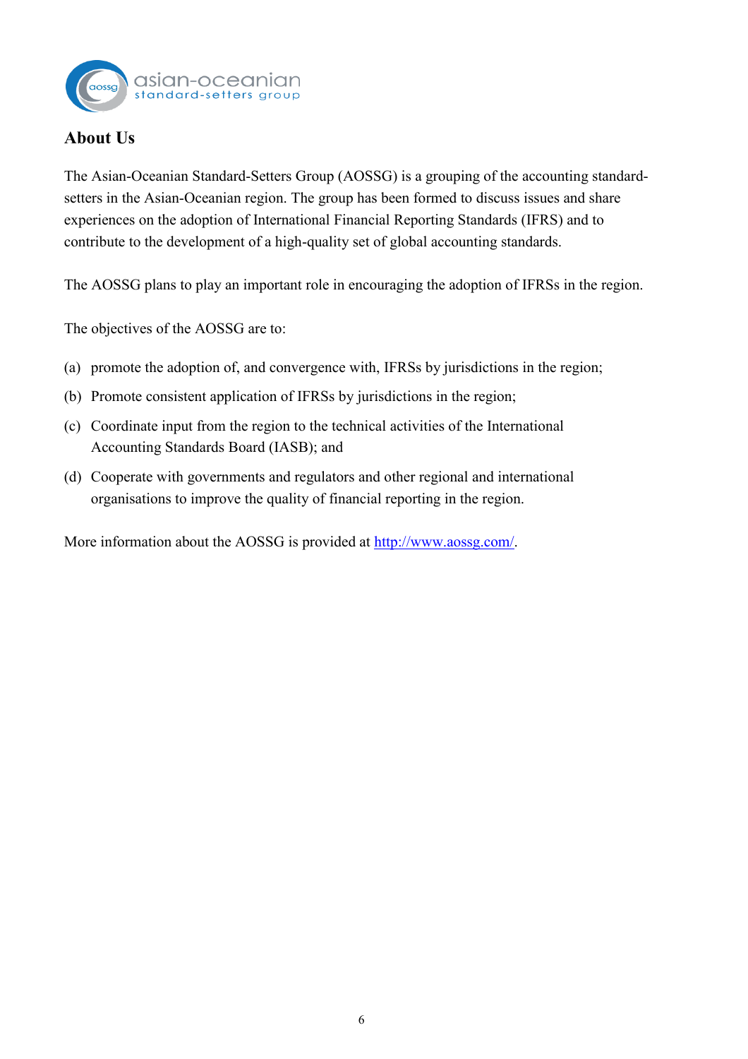## About Us

The Asian-Oceanian Standard-Setters Group (AOSSG) is a grouping of the accounting standard-setters in the Asian-Oceanian region. The group has been formed to discuss issues and share experiences on the adoption of International Financial Reporting Standards (IFRS) and to contribute to the development of a high-quality set of global accounting standards.

The AOSSG plans to play an important role in encouraging the adoption of IFRSs in the region.

The objectives of the AOSSG are to:

(a) promote the adoption of, and convergence with, IFRSs by jurisdictions in the region;

(b) Promote consistent application of IFRSs by jurisdictions in the region;

(c) Coordinate input from the region to the technical activities of the International Accounting Standards Board (IASB); and

(d) Cooperate with governments and regulators and other regional and international organisations to improve the quality of financial reporting in the region.

More information about the AOSSG is provided at [http://www.aossg.com/](http://www.aossg.com/).